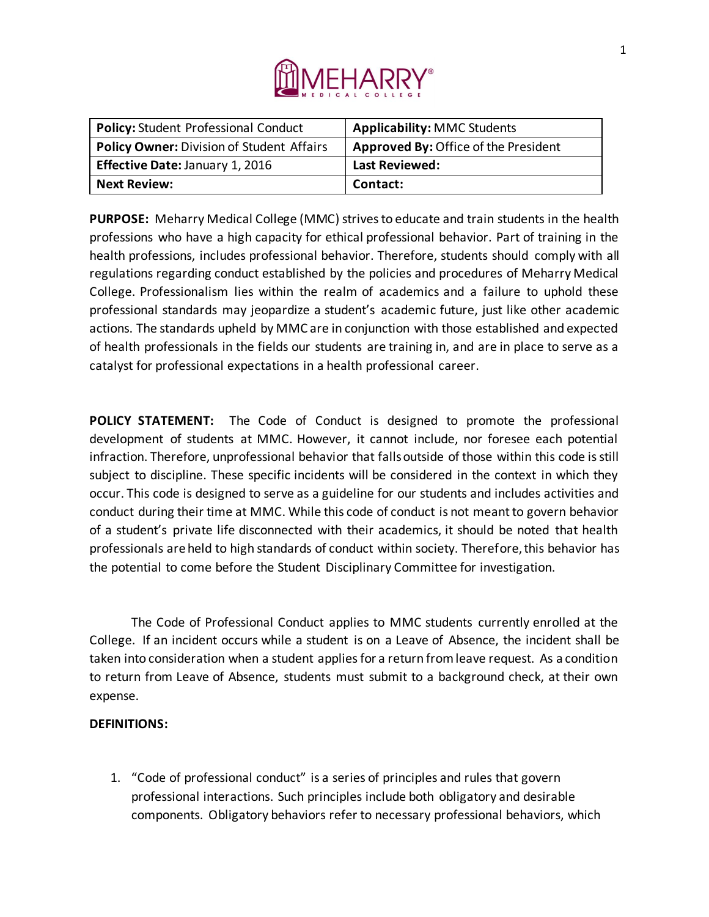| **Policy:** Student Professional Conduct | **Applicability:** MMC Students |
|---|---|
| **Policy Owner:** Division of Student Affairs | **Approved By:** Office of the President |
| **Effective Date:** January 1, 2016 | **Last Reviewed:** |
| **Next Review:** | **Contact:** |

**PURPOSE:** Meharry Medical College (MMC) strives to educate and train students in the health professions who have a high capacity for ethical professional behavior. Part of training in the health professions, includes professional behavior. Therefore, students should comply with all regulations regarding conduct established by the policies and procedures of Meharry Medical College. Professionalism lies within the realm of academics and a failure to uphold these professional standards may jeopardize a student's academic future, just like other academic actions. The standards upheld by MMC are in conjunction with those established and expected of health professionals in the fields our students are training in, and are in place to serve as a catalyst for professional expectations in a health professional career.

**POLICY STATEMENT:** The Code of Conduct is designed to promote the professional development of students at MMC. However, it cannot include, nor foresee each potential infraction. Therefore, unprofessional behavior that falls outside of those within this code is still subject to discipline. These specific incidents will be considered in the context in which they occur. This code is designed to serve as a guideline for our students and includes activities and conduct during their time at MMC. While this code of conduct is not meant to govern behavior of a student's private life disconnected with their academics, it should be noted that health professionals are held to high standards of conduct within society. Therefore, this behavior has the potential to come before the Student Disciplinary Committee for investigation.

The Code of Professional Conduct applies to MMC students currently enrolled at the College. If an incident occurs while a student is on a Leave of Absence, the incident shall be taken into consideration when a student applies for a return from leave request. As a condition to return from Leave of Absence, students must submit to a background check, at their own expense.

**DEFINITIONS:**

1. "Code of professional conduct" is a series of principles and rules that govern professional interactions. Such principles include both obligatory and desirable components. Obligatory behaviors refer to necessary professional behaviors, which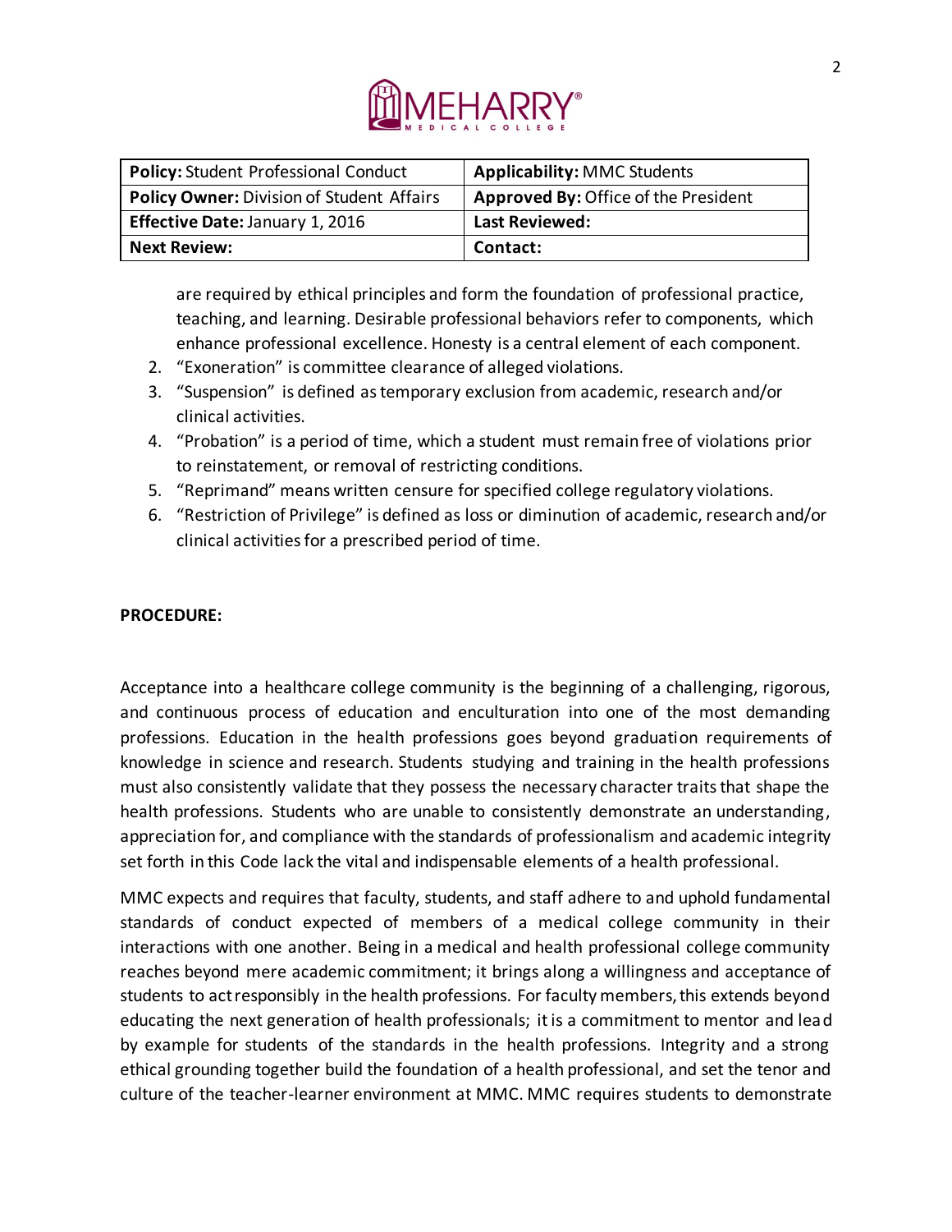| **Policy:** Student Professional Conduct | **Applicability:** MMC Students |
| --- | --- |
| **Policy Owner:** Division of Student Affairs | **Approved By:** Office of the President |
| **Effective Date:** January 1, 2016 | **Last Reviewed:** |
| **Next Review:** | **Contact:** |

are required by ethical principles and form the foundation of professional practice, teaching, and learning. Desirable professional behaviors refer to components, which enhance professional excellence. Honesty is a central element of each component.

2. "Exoneration" is committee clearance of alleged violations.
3. "Suspension" is defined as temporary exclusion from academic, research and/or clinical activities.
4. "Probation" is a period of time, which a student must remain free of violations prior to reinstatement, or removal of restricting conditions.
5. "Reprimand" means written censure for specified college regulatory violations.
6. "Restriction of Privilege" is defined as loss or diminution of academic, research and/or clinical activities for a prescribed period of time.

**PROCEDURE:**

Acceptance into a healthcare college community is the beginning of a challenging, rigorous, and continuous process of education and enculturation into one of the most demanding professions. Education in the health professions goes beyond graduation requirements of knowledge in science and research. Students studying and training in the health professions must also consistently validate that they possess the necessary character traits that shape the health professions. Students who are unable to consistently demonstrate an understanding, appreciation for, and compliance with the standards of professionalism and academic integrity set forth in this Code lack the vital and indispensable elements of a health professional.

MMC expects and requires that faculty, students, and staff adhere to and uphold fundamental standards of conduct expected of members of a medical college community in their interactions with one another. Being in a medical and health professional college community reaches beyond mere academic commitment; it brings along a willingness and acceptance of students to act responsibly in the health professions. For faculty members, this extends beyond educating the next generation of health professionals; it is a commitment to mentor and lead by example for students of the standards in the health professions. Integrity and a strong ethical grounding together build the foundation of a health professional, and set the tenor and culture of the teacher-learner environment at MMC. MMC requires students to demonstrate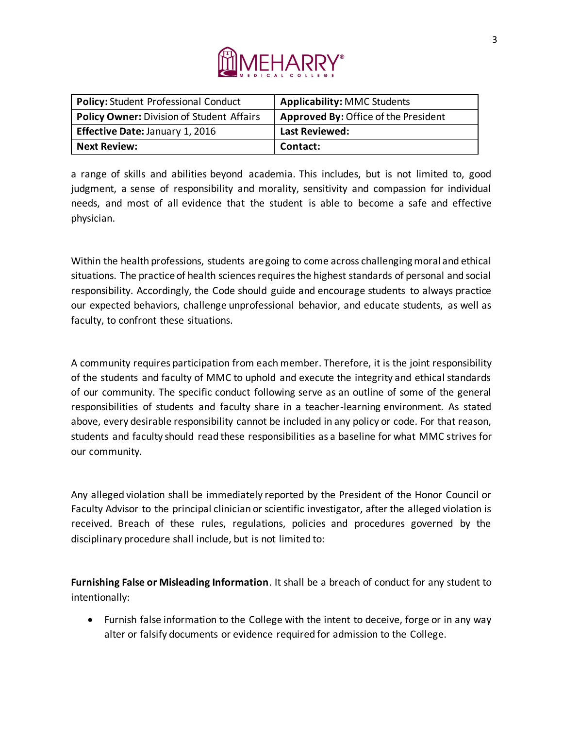| **Policy:** Student Professional Conduct | **Applicability:** MMC Students |
| --- | --- |
| **Policy Owner:** Division of Student Affairs | **Approved By:** Office of the President |
| **Effective Date:** January 1, 2016 | **Last Reviewed:** |
| **Next Review:** | **Contact:** |

a range of skills and abilities beyond academia. This includes, but is not limited to, good judgment, a sense of responsibility and morality, sensitivity and compassion for individual needs, and most of all evidence that the student is able to become a safe and effective physician.

Within the health professions, students are going to come across challenging moral and ethical situations. The practice of health sciences requires the highest standards of personal and social responsibility. Accordingly, the Code should guide and encourage students to always practice our expected behaviors, challenge unprofessional behavior, and educate students, as well as faculty, to confront these situations.

A community requires participation from each member. Therefore, it is the joint responsibility of the students and faculty of MMC to uphold and execute the integrity and ethical standards of our community. The specific conduct following serve as an outline of some of the general responsibilities of students and faculty share in a teacher-learning environment. As stated above, every desirable responsibility cannot be included in any policy or code. For that reason, students and faculty should read these responsibilities as a baseline for what MMC strives for our community.

Any alleged violation shall be immediately reported by the President of the Honor Council or Faculty Advisor to the principal clinician or scientific investigator, after the alleged violation is received. Breach of these rules, regulations, policies and procedures governed by the disciplinary procedure shall include, but is not limited to:

**Furnishing False or Misleading Information**. It shall be a breach of conduct for any student to intentionally:

- Furnish false information to the College with the intent to deceive, forge or in any way alter or falsify documents or evidence required for admission to the College.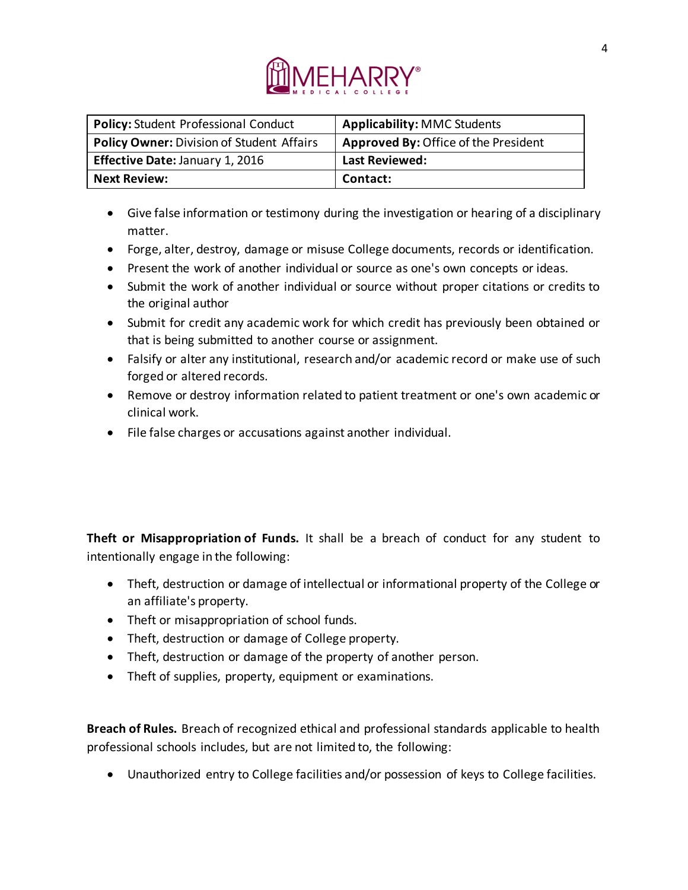| **Policy:** Student Professional Conduct | **Applicability:** MMC Students |
|---|---|
| **Policy Owner:** Division of Student Affairs | **Approved By:** Office of the President |
| **Effective Date:** January 1, 2016 | **Last Reviewed:** |
| **Next Review:** | **Contact:** |

- Give false information or testimony during the investigation or hearing of a disciplinary matter.
- Forge, alter, destroy, damage or misuse College documents, records or identification.
- Present the work of another individual or source as one's own concepts or ideas.
- Submit the work of another individual or source without proper citations or credits to the original author
- Submit for credit any academic work for which credit has previously been obtained or that is being submitted to another course or assignment.
- Falsify or alter any institutional, research and/or academic record or make use of such forged or altered records.
- Remove or destroy information related to patient treatment or one's own academic or clinical work.
- File false charges or accusations against another individual.

**Theft or Misappropriation of Funds.** It shall be a breach of conduct for any student to intentionally engage in the following:

- Theft, destruction or damage of intellectual or informational property of the College or an affiliate's property.
- Theft or misappropriation of school funds.
- Theft, destruction or damage of College property.
- Theft, destruction or damage of the property of another person.
- Theft of supplies, property, equipment or examinations.

**Breach of Rules.** Breach of recognized ethical and professional standards applicable to health professional schools includes, but are not limited to, the following:

- Unauthorized entry to College facilities and/or possession of keys to College facilities.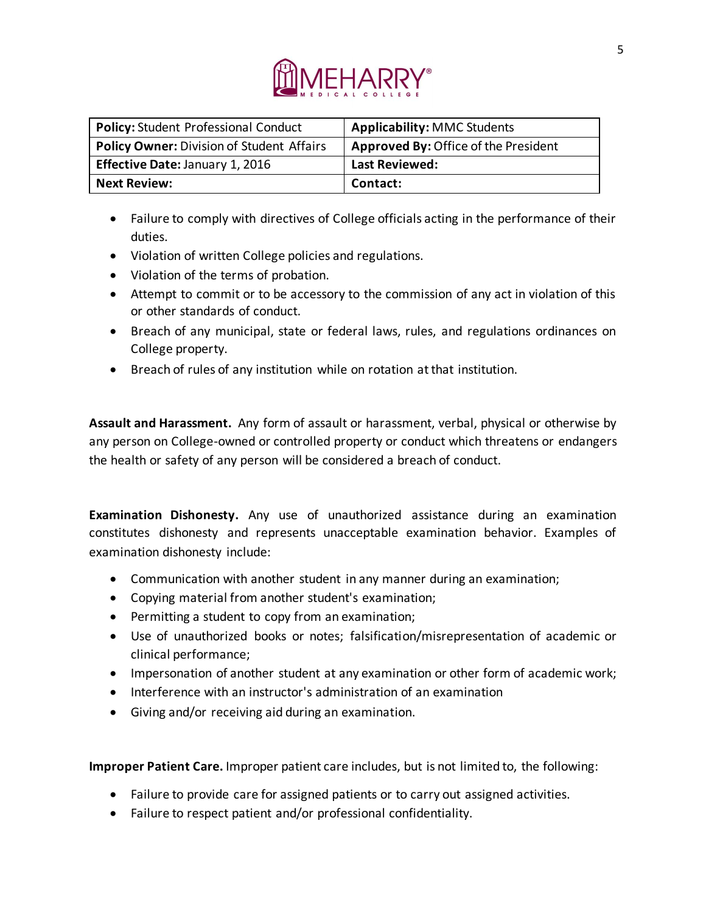| **Policy:** Student Professional Conduct | **Applicability:** MMC Students |
|---|---|
| **Policy Owner:** Division of Student Affairs | **Approved By:** Office of the President |
| **Effective Date:** January 1, 2016 | **Last Reviewed:** |
| **Next Review:** | **Contact:** |

- Failure to comply with directives of College officials acting in the performance of their duties.
- Violation of written College policies and regulations.
- Violation of the terms of probation.
- Attempt to commit or to be accessory to the commission of any act in violation of this or other standards of conduct.
- Breach of any municipal, state or federal laws, rules, and regulations ordinances on College property.
- Breach of rules of any institution while on rotation at that institution.

**Assault and Harassment.** Any form of assault or harassment, verbal, physical or otherwise by any person on College-owned or controlled property or conduct which threatens or endangers the health or safety of any person will be considered a breach of conduct.

**Examination Dishonesty.** Any use of unauthorized assistance during an examination constitutes dishonesty and represents unacceptable examination behavior. Examples of examination dishonesty include:

- Communication with another student in any manner during an examination;
- Copying material from another student's examination;
- Permitting a student to copy from an examination;
- Use of unauthorized books or notes; falsification/misrepresentation of academic or clinical performance;
- Impersonation of another student at any examination or other form of academic work;
- Interference with an instructor's administration of an examination
- Giving and/or receiving aid during an examination.

**Improper Patient Care.** Improper patient care includes, but is not limited to, the following:

- Failure to provide care for assigned patients or to carry out assigned activities.
- Failure to respect patient and/or professional confidentiality.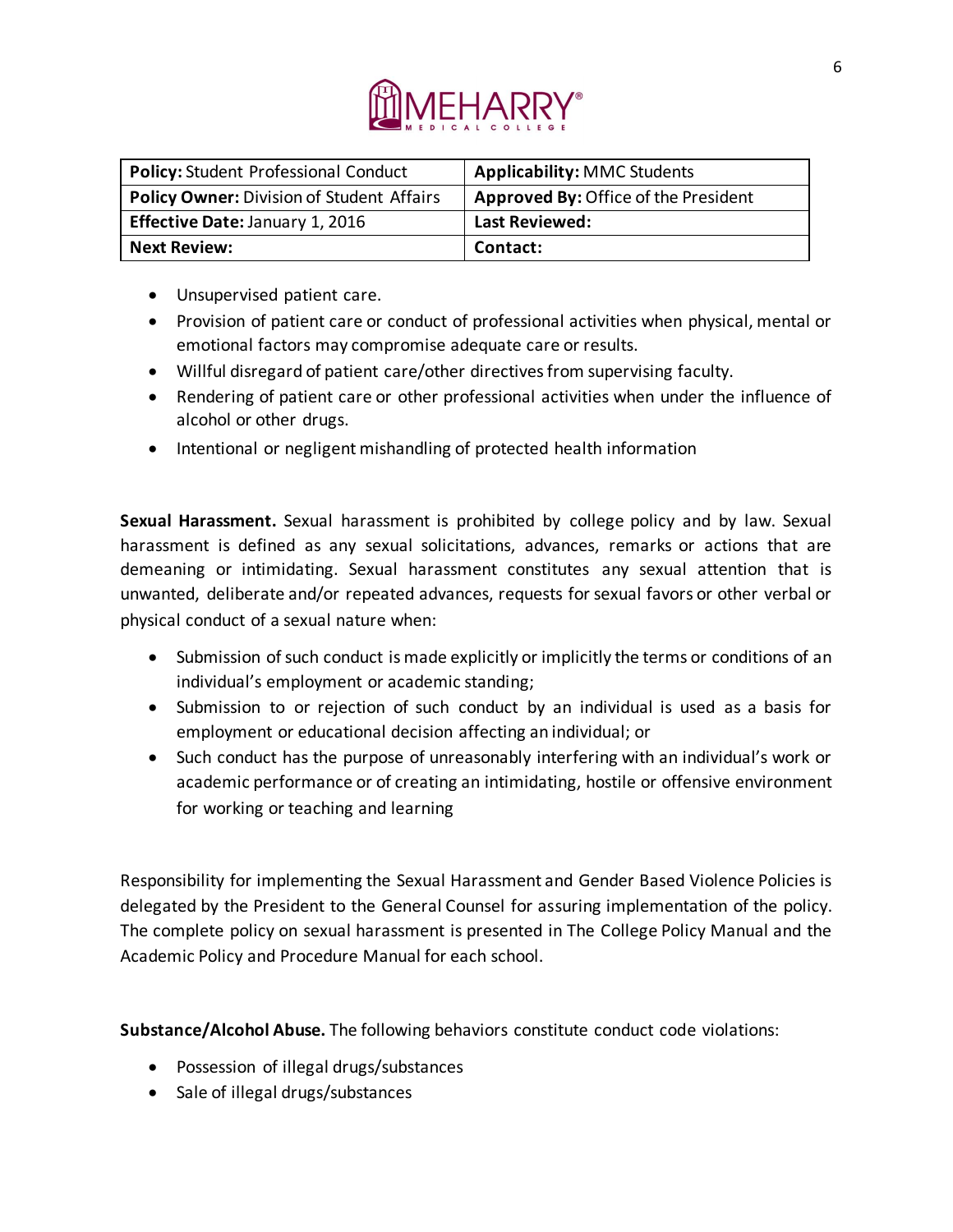| **Policy:** Student Professional Conduct | **Applicability:** MMC Students |
|---|---|
| **Policy Owner:** Division of Student Affairs | **Approved By:** Office of the President |
| **Effective Date:** January 1, 2016 | **Last Reviewed:** |
| **Next Review:** | **Contact:** |

- Unsupervised patient care.
- Provision of patient care or conduct of professional activities when physical, mental or emotional factors may compromise adequate care or results.
- Willful disregard of patient care/other directives from supervising faculty.
- Rendering of patient care or other professional activities when under the influence of alcohol or other drugs.
- Intentional or negligent mishandling of protected health information

**Sexual Harassment.** Sexual harassment is prohibited by college policy and by law. Sexual harassment is defined as any sexual solicitations, advances, remarks or actions that are demeaning or intimidating. Sexual harassment constitutes any sexual attention that is unwanted, deliberate and/or repeated advances, requests for sexual favors or other verbal or physical conduct of a sexual nature when:

- Submission of such conduct is made explicitly or implicitly the terms or conditions of an individual's employment or academic standing;
- Submission to or rejection of such conduct by an individual is used as a basis for employment or educational decision affecting an individual; or
- Such conduct has the purpose of unreasonably interfering with an individual's work or academic performance or of creating an intimidating, hostile or offensive environment for working or teaching and learning

Responsibility for implementing the Sexual Harassment and Gender Based Violence Policies is delegated by the President to the General Counsel for assuring implementation of the policy. The complete policy on sexual harassment is presented in The College Policy Manual and the Academic Policy and Procedure Manual for each school.

**Substance/Alcohol Abuse.** The following behaviors constitute conduct code violations:

- Possession of illegal drugs/substances
- Sale of illegal drugs/substances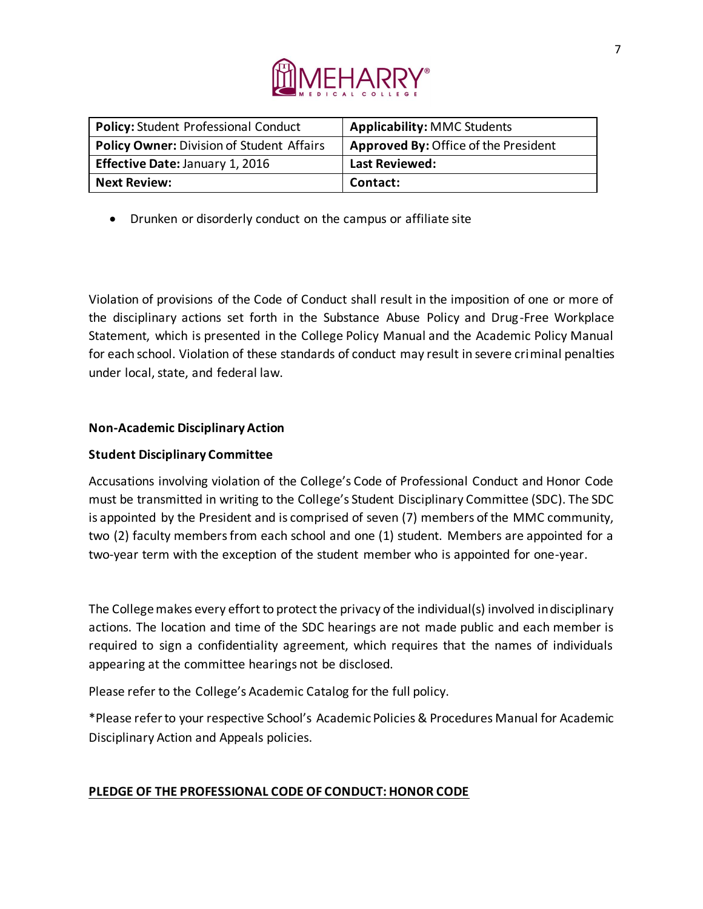| **Policy:** Student Professional Conduct | **Applicability:** MMC Students |
|---|---|
| **Policy Owner:** Division of Student Affairs | **Approved By:** Office of the President |
| **Effective Date:** January 1, 2016 | **Last Reviewed:** |
| **Next Review:** | **Contact:** |

- Drunken or disorderly conduct on the campus or affiliate site

Violation of provisions of the Code of Conduct shall result in the imposition of one or more of the disciplinary actions set forth in the Substance Abuse Policy and Drug-Free Workplace Statement, which is presented in the College Policy Manual and the Academic Policy Manual for each school. Violation of these standards of conduct may result in severe criminal penalties under local, state, and federal law.

**Non-Academic Disciplinary Action**

**Student Disciplinary Committee**

Accusations involving violation of the College's Code of Professional Conduct and Honor Code must be transmitted in writing to the College's Student Disciplinary Committee (SDC). The SDC is appointed by the President and is comprised of seven (7) members of the MMC community, two (2) faculty members from each school and one (1) student. Members are appointed for a two-year term with the exception of the student member who is appointed for one-year.

The College makes every effort to protect the privacy of the individual(s) involved in disciplinary actions. The location and time of the SDC hearings are not made public and each member is required to sign a confidentiality agreement, which requires that the names of individuals appearing at the committee hearings not be disclosed.

Please refer to the College's Academic Catalog for the full policy.

*Please refer to your respective School's Academic Policies & Procedures Manual for Academic Disciplinary Action and Appeals policies.

**PLEDGE OF THE PROFESSIONAL CODE OF CONDUCT: HONOR CODE**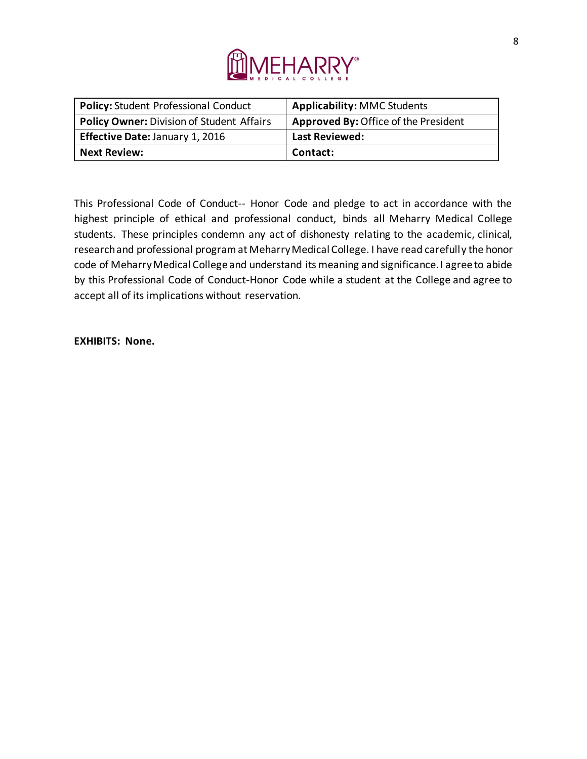| | |
|---|---|
| **Policy:** Student Professional Conduct | **Applicability:** MMC Students |
| **Policy Owner:** Division of Student Affairs | **Approved By:** Office of the President |
| **Effective Date:** January 1, 2016 | **Last Reviewed:** |
| **Next Review:** | **Contact:** |

This Professional Code of Conduct-- Honor Code and pledge to act in accordance with the highest principle of ethical and professional conduct, binds all Meharry Medical College students. These principles condemn any act of dishonesty relating to the academic, clinical, research and professional program at Meharry Medical College. I have read carefully the honor code of Meharry Medical College and understand its meaning and significance. I agree to abide by this Professional Code of Conduct-Honor Code while a student at the College and agree to accept all of its implications without reservation.

**EXHIBITS: None.**